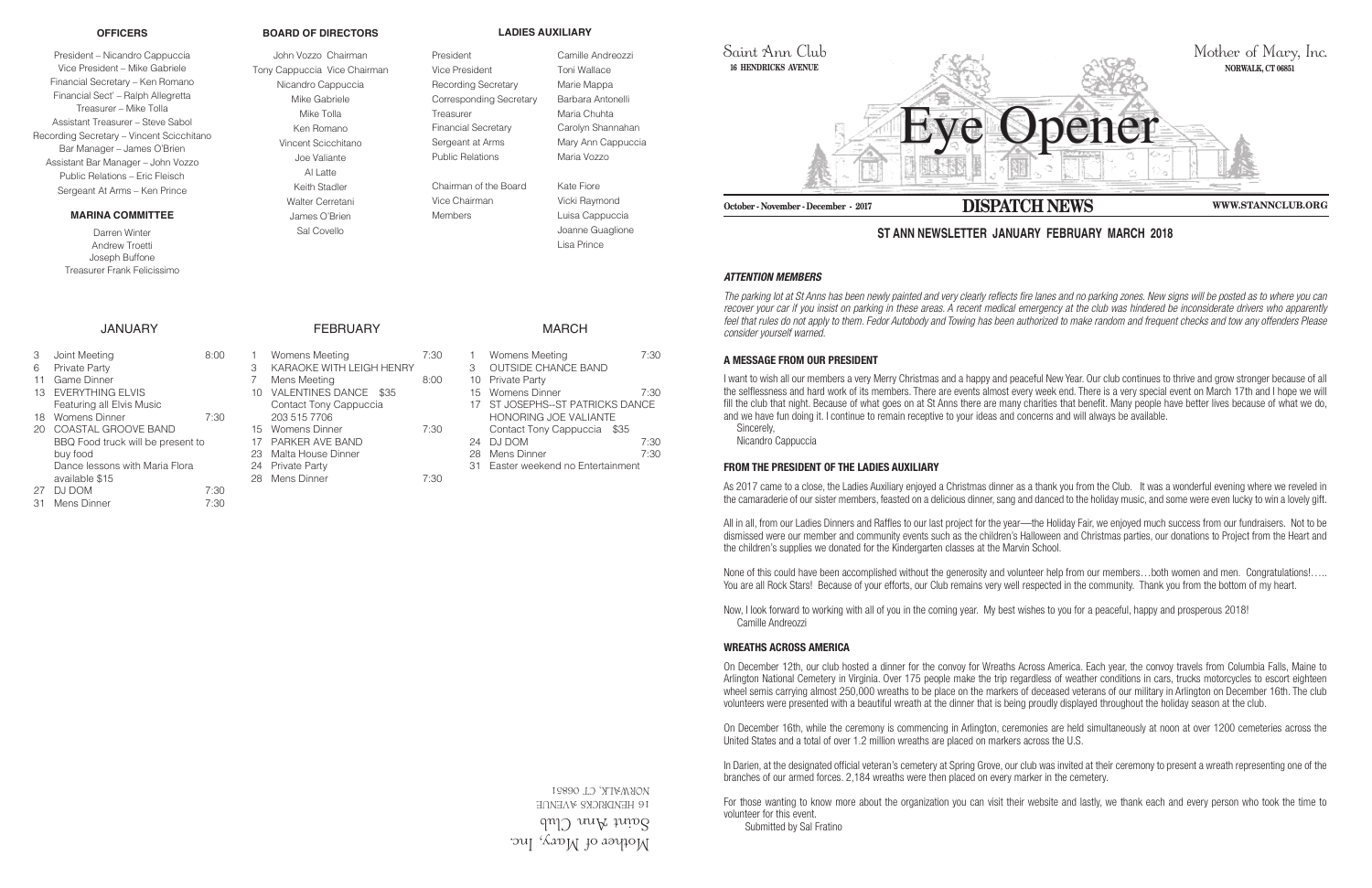## OFFICERS

President – Nicandro Cappuccia
Vice President – Mike Gabriele
Financial Secretary – Ken Romano
Financial Sect' – Ralph Allegretta
Treasurer – Mike Tolla
Assistant Treasurer – Steve Sabol
Recording Secretary – Vincent Sciicchitano
Bar Manager – James O'Brien
Assistant Bar Manager – John Vozzo
Public Relations – Eric Fleisch
Sergeant At Arms – Ken Prince

## MARINA COMMITTEE

Darren Winter
Andrew Troetti
Joseph Buffone
Treasurer Frank Felicissimo

## BOARD OF DIRECTORS

John Vozzo Chairman
Tony Cappuccia Vice Chairman
Nicandro Cappuccia
Mike Gabriele
Mike Tolla
Ken Romano
Vincent Scicchitano
Joe Valiante
Al Latte
Keith Stadler
Walter Cerretani
James O'Brien
Sal Covello

## LADIES AUXILIARY

| | |
|---|---|
| President | Camille Andreozzi |
| Vice President | Toni Wallace |
| Recording Secretary | Marie Mappa |
| Corresponding Secretary | Barbara Antonelli |
| Treasurer | Maria Chuhta |
| Financial Secretary | Carolyn Shannahan |
| Sergeant at Arms | Mary Ann Cappuccia |
| Public Relations | Maria Vozzo |
| Chairman of the Board | Kate Fiore |
| Vice Chairman | Vicki Raymond |
| Members | Luisa Cappuccia |
| | Joanne Guaglione |
| | Lisa Prince |

## JANUARY

| | | |
|---|---|---|
| 3 | Joint Meeting | 8:00 |
| 6 | Private Party | |
| 11 | Game Dinner | |
| 13 | EVERYTHING ELVIS<br>Featuring all Elvis Music | |
| 18 | Womens Dinner | 7:30 |
| 20 | COASTAL GROOVE BAND<br>BBQ Food truck will be present to buy food<br>Dance lessons with Maria Flora available $15 | |
| 27 | DJ DOM | 7:30 |
| 31 | Mens Dinner | 7:30 |

## FEBRUARY

| | | |
|---|---|---|
| 1 | Womens Meeting | 7:30 |
| 3 | KARAOKE WITH LEIGH HENRY | |
| 7 | Mens Meeting | 8:00 |
| 10 | VALENTINES DANCE $35<br>Contact Tony Cappuccia<br>203 515 7706 | |
| 15 | Womens Dinner | 7:30 |
| 17 | PARKER AVE BAND | |
| 23 | Malta House Dinner | |
| 24 | Private Party | |
| 28 | Mens Dinner | 7:30 |

## MARCH

| | | |
|---|---|---|
| 1 | Womens Meeting | 7:30 |
| 3 | OUTSIDE CHANCE BAND | |
| 10 | Private Party | |
| 15 | Womens Dinner | 7:30 |
| 17 | ST JOSEPHS--ST PATRICKS DANCE<br>HONORING JOE VALIANTE<br>Contact Tony Cappuccia $35 | |
| 24 | DJ DOM | 7:30 |
| 28 | Mens Dinner | 7:30 |
| 31 | Easter weekend no Entertainment | |

Mother of Mary, Inc.
Saint Ann Club
16 HENDRICKS AVENUE
NORWALK, CT 06851

Saint Ann Club
16 HENDRICKS AVENUE

Mother of Mary, Inc.
NORWALK, CT 06851

# Eye Opener

October - November - December - 2017 **DISPATCH NEWS** WWW.STANNCLUB.ORG

## ST ANN NEWSLETTER JANUARY FEBRUARY MARCH 2018

### *ATTENTION MEMBERS*

*The parking lot at St Anns has been newly painted and very clearly reflects fire lanes and no parking zones. New signs will be posted as to where you can recover your car if you insist on parking in these areas. A recent medical emergency at the club was hindered be inconsiderate drivers who apparently feel that rules do not apply to them. Fedor Autobody and Towing has been authorized to make random and frequent checks and tow any offenders Please consider yourself warned.*

### A MESSAGE FROM OUR PRESIDENT

I want to wish all our members a very Merry Christmas and a happy and peaceful New Year. Our club continues to thrive and grow stronger because of all the selflessness and hard work of its members. There are events almost every week end. There is a very special event on March 17th and I hope we will fill the club that night. Because of what goes on at St Anns there are many charities that benefit. Many people have better lives because of what we do, and we have fun doing it. I continue to remain receptive to your ideas and concerns and will always be available.

Sincerely,
Nicandro Cappuccia

### FROM THE PRESIDENT OF THE LADIES AUXILIARY

As 2017 came to a close, the Ladies Auxiliary enjoyed a Christmas dinner as a thank you from the Club. It was a wonderful evening where we reveled in the camaraderie of our sister members, feasted on a delicious dinner, sang and danced to the holiday music, and some were even lucky to win a lovely gift.

All in all, from our Ladies Dinners and Raffles to our last project for the year—the Holiday Fair, we enjoyed much success from our fundraisers. Not to be dismissed were our member and community events such as the children's Halloween and Christmas parties, our donations to Project from the Heart and the children's supplies we donated for the Kindergarten classes at the Marvin School.

None of this could have been accomplished without the generosity and volunteer help from our members…both women and men. Congratulations!….. You are all Rock Stars! Because of your efforts, our Club remains very well respected in the community. Thank you from the bottom of my heart.

Now, I look forward to working with all of you in the coming year. My best wishes to you for a peaceful, happy and prosperous 2018!
Camille Andreozzi

### WREATHS ACROSS AMERICA

On December 12th, our club hosted a dinner for the convoy for Wreaths Across America. Each year, the convoy travels from Columbia Falls, Maine to Arlington National Cemetery in Virginia. Over 175 people make the trip regardless of weather conditions in cars, trucks motorcycles to escort eighteen wheel semis carrying almost 250,000 wreaths to be place on the markers of deceased veterans of our military in Arlington on December 16th. The club volunteers were presented with a beautiful wreath at the dinner that is being proudly displayed throughout the holiday season at the club.

On December 16th, while the ceremony is commencing in Arlington, ceremonies are held simultaneously at noon at over 1200 cemeteries across the United States and a total of over 1.2 million wreaths are placed on markers across the U.S.

In Darien, at the designated official veteran's cemetery at Spring Grove, our club was invited at their ceremony to present a wreath representing one of the branches of our armed forces. 2,184 wreaths were then placed on every marker in the cemetery.

For those wanting to know more about the organization you can visit their website and lastly, we thank each and every person who took the time to volunteer for this event.

Submitted by Sal Fratino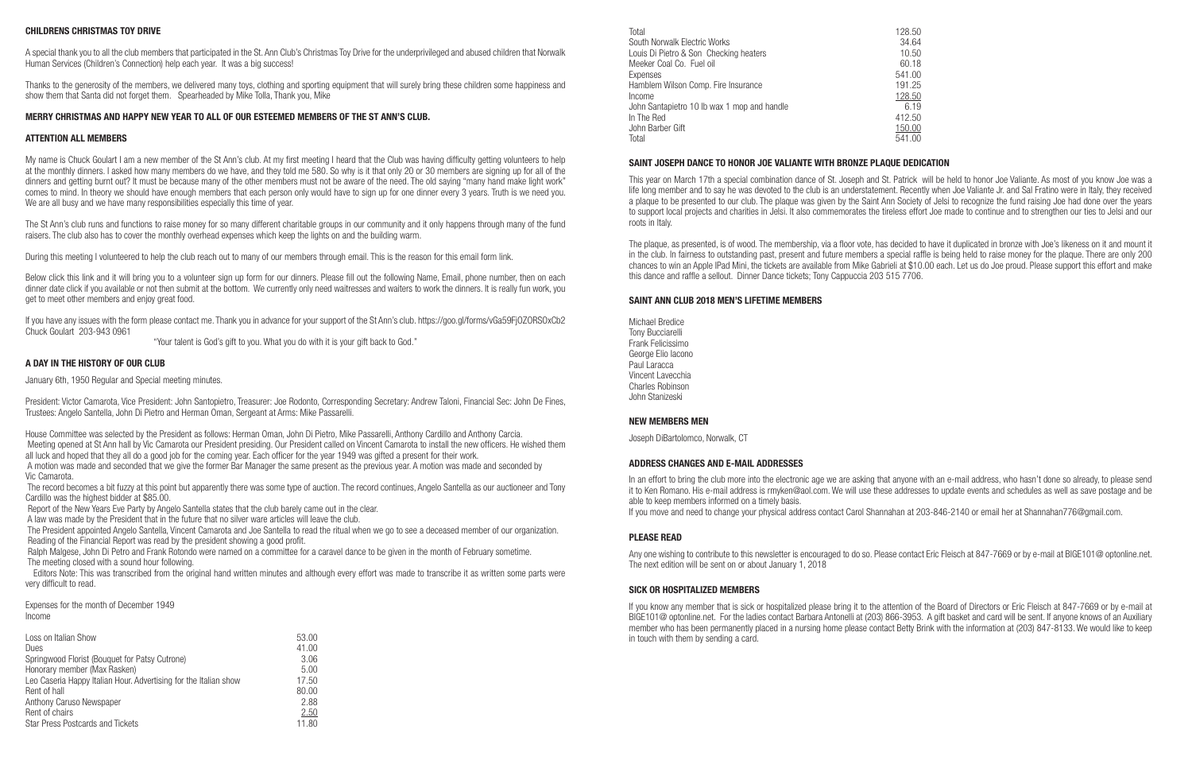### CHILDRENS CHRISTMAS TOY DRIVE

A special thank you to all the club members that participated in the St. Ann Club's Christmas Toy Drive for the underprivileged and abused children that Norwalk Human Services (Children's Connection) help each year. It was a big success!

Thanks to the generosity of the members, we delivered many toys, clothing and sporting equipment that will surely bring these children some happiness and show them that Santa did not forget them. Spearheaded by Mike Tolla, Thank you, Mike

### MERRY CHRISTMAS AND HAPPY NEW YEAR TO ALL OF OUR ESTEEMED MEMBERS OF THE ST ANN'S CLUB.

### ATTENTION ALL MEMBERS

My name is Chuck Goulart I am a new member of the St Ann's club. At my first meeting I heard that the Club was having difficulty getting volunteers to help at the monthly dinners. I asked how many members do we have, and they told me 580. So why is it that only 20 or 30 members are signing up for all of the dinners and getting burnt out? It must be because many of the other members must not be aware of the need. The old saying "many hand make light work" comes to mind. In theory we should have enough members that each person only would have to sign up for one dinner every 3 years. Truth is we need you. We are all busy and we have many responsibilities especially this time of year.

The St Ann's club runs and functions to raise money for so many different charitable groups in our community and it only happens through many of the fund raisers. The club also has to cover the monthly overhead expenses which keep the lights on and the building warm.

During this meeting I volunteered to help the club reach out to many of our members through email. This is the reason for this email form link.

Below click this link and it will bring you to a volunteer sign up form for our dinners. Please fill out the following Name, Email, phone number, then on each dinner date click if you available or not then submit at the bottom. We currently only need waitresses and waiters to work the dinners. It is really fun work, you get to meet other members and enjoy great food.

If you have any issues with the form please contact me. Thank you in advance for your support of the St Ann's club. https://goo.gl/forms/vGa59Fj0ZORSOxCb2
Chuck Goulart 203-943 0961

"Your talent is God's gift to you. What you do with it is your gift back to God."

### A DAY IN THE HISTORY OF OUR CLUB

January 6th, 1950 Regular and Special meeting minutes.

President: Victor Camarota, Vice President: John Santopietro, Treasurer: Joe Rodonto, Corresponding Secretary: Andrew Taloni, Financial Sec: John De Fines, Trustees: Angelo Santella, John Di Pietro and Herman Oman, Sergeant at Arms: Mike Passarelli.

House Committee was selected by the President as follows: Herman Oman, John Di Pietro, Mike Passarelli, Anthony Cardillo and Anthony Carcia.
Meeting opened at St Ann hall by Vic Camarota our President presiding. Our President called on Vincent Camarota to install the new officers. He wished them all luck and hoped that they all do a good job for the coming year. Each officer for the year 1949 was gifted a present for their work.
A motion was made and seconded that we give the former Bar Manager the same present as the previous year. A motion was made and seconded by Vic Camarota.
The record becomes a bit fuzzy at this point but apparently there was some type of auction. The record continues, Angelo Santella as our auctioneer and Tony Cardillo was the highest bidder at $85.00.
Report of the New Years Eve Party by Angelo Santella states that the club barely came out in the clear.
A law was made by the President that in the future that no silver ware articles will leave the club.
The President appointed Angelo Santella, Vincent Camarota and Joe Santella to read the ritual when we go to see a deceased member of our organization.
Reading of the Financial Report was read by the president showing a good profit.
Ralph Malgese, John Di Petro and Frank Rotondo were named on a committee for a caravel dance to be given in the month of February sometime.
The meeting closed with a sound hour following.
Editors Note: This was transcribed from the original hand written minutes and although every effort was made to transcribe it as written some parts were very difficult to read.

Expenses for the month of December 1949
Income

| | |
|---|---|
| Loss on Italian Show | 53.00 |
| Dues | 41.00 |
| Springwood Florist (Bouquet for Patsy Cutrone) | 3.06 |
| Honorary member (Max Rasken) | 5.00 |
| Leo Caseria Happy Italian Hour. Advertising for the Italian show | 17.50 |
| Rent of hall | 80.00 |
| Anthony Caruso Newspaper | 2.88 |
| Rent of chairs | 2.50 |
| Star Press Postcards and Tickets | 11.80 |
| Total | 128.50 |
| South Norwalk Electric Works | 34.64 |
| Louis Di Pietro & Son Checking heaters | 10.50 |
| Meeker Coal Co. Fuel oil | 60.18 |
| Expenses | 541.00 |
| Hamblem Wilson Comp. Fire Insurance | 191.25 |
| Income | 128.50 |
| John Santapietro 10 lb wax 1 mop and handle | 6.19 |
| In The Red | 412.50 |
| John Barber Gift | 150.00 |
| Total | 541.00 |

### SAINT JOSEPH DANCE TO HONOR JOE VALIANTE WITH BRONZE PLAQUE DEDICATION

This year on March 17th a special combination dance of St. Joseph and St. Patrick will be held to honor Joe Valiante. As most of you know Joe was a life long member and to say he was devoted to the club is an understatement. Recently when Joe Valiante Jr. and Sal Fratino were in Italy, they received a plaque to be presented to our club. The plaque was given by the Saint Ann Society of Jelsi to recognize the fund raising Joe had done over the years to support local projects and charities in Jelsi. It also commemorates the tireless effort Joe made to continue and to strengthen our ties to Jelsi and our roots in Italy.

The plaque, as presented, is of wood. The membership, via a floor vote, has decided to have it duplicated in bronze with Joe's likeness on it and mount it in the club. In fairness to outstanding past, present and future members a special raffle is being held to raise money for the plaque. There are only 200 chances to win an Apple IPad Mini, the tickets are available from Mike Gabrieli at $10.00 each. Let us do Joe proud. Please support this effort and make this dance and raffle a sellout. Dinner Dance tickets; Tony Cappuccia 203 515 7706.

### SAINT ANN CLUB 2018 MEN'S LIFETIME MEMBERS

Michael Bredice
Tony Bucciarelli
Frank Felicissimo
George Elio Iacono
Paul Laracca
Vincent Lavecchia
Charles Robinson
John Stanizeski

### NEW MEMBERS MEN

Joseph DiBartolomco, Norwalk, CT

### ADDRESS CHANGES AND E-MAIL ADDRESSES

In an effort to bring the club more into the electronic age we are asking that anyone with an e-mail address, who hasn't done so already, to please send it to Ken Romano. His e-mail address is rmyken@aol.com. We will use these addresses to update events and schedules as well as save postage and be able to keep members informed on a timely basis.
If you move and need to change your physical address contact Carol Shannahan at 203-846-2140 or email her at Shannahan776@gmail.com.

### PLEASE READ

Any one wishing to contribute to this newsletter is encouraged to do so. Please contact Eric Fleisch at 847-7669 or by e-mail at BIGE101@ optonline.net. The next edition will be sent on or about January 1, 2018

### SICK OR HOSPITALIZED MEMBERS

If you know any member that is sick or hospitalized please bring it to the attention of the Board of Directors or Eric Fleisch at 847-7669 or by e-mail at BIGE101@ optonline.net. For the ladies contact Barbara Antonelli at (203) 866-3953. A gift basket and card will be sent. If anyone knows of an Auxiliary member who has been permanently placed in a nursing home please contact Betty Brink with the information at (203) 847-8133. We would like to keep in touch with them by sending a card.